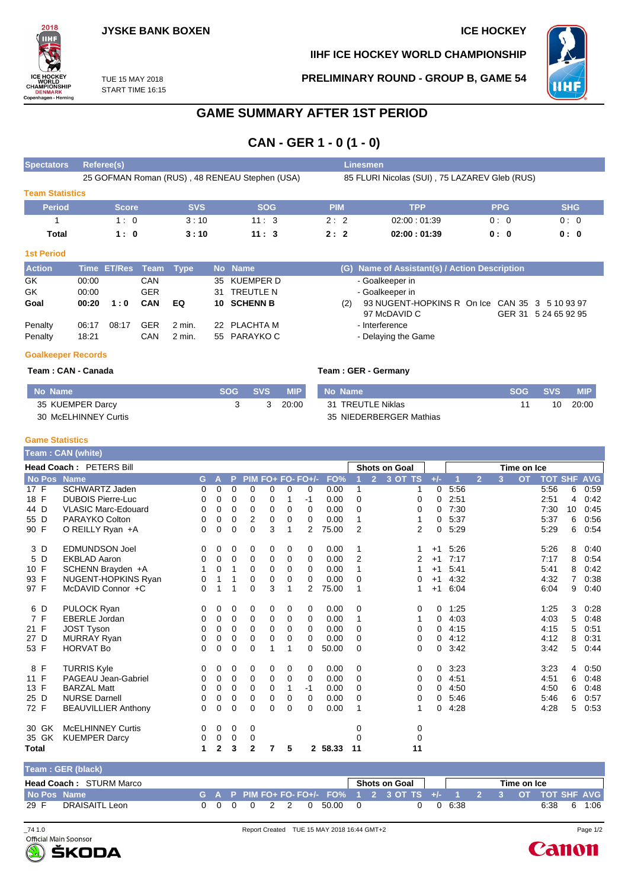JYSKE BANK BOXEN

ICE HOCKEY

IIHF ICE HOCKEY WORLD CHAMPIONSHIP

TUE 15 MAY 2018
START TIME 16:15

PRELIMINARY ROUND - GROUP B, GAME 54

# GAME SUMMARY AFTER 1ST PERIOD

## CAN - GER 1 - 0 (1 - 0)

| Spectators | Referee(s) | Linesmen |
|---|---|---|
| | 25 GOFMAN Roman (RUS) , 48 RENEAU Stephen (USA) | 85 FLURI Nicolas (SUI) , 75 LAZAREV Gleb (RUS) |

### Team Statistics

| Period | Score | SVS | SOG | PIM | TPP | PPG | SHG |
|---|---|---|---|---|---|---|---|
| 1 | 1 : 0 | 3 : 10 | 11 : 3 | 2 : 2 | 02:00 : 01:39 | 0 : 0 | 0 : 0 |
| **Total** | **1 : 0** | **3 : 10** | **11 : 3** | **2 : 2** | **02:00 : 01:39** | **0 : 0** | **0 : 0** |

### 1st Period

| Action | Time | ET/Res | Team | Type | No | Name | (G) | Name of Assistant(s) / Action Description |
|---|---|---|---|---|---|---|---|---|
| GK | 00:00 | | CAN | | 35 | KUEMPER D | | - Goalkeeper in |
| GK | 00:00 | | GER | | 31 | TREUTLE N | | - Goalkeeper in |
| **Goal** | **00:20** | **1 : 0** | **CAN** | **EQ** | **10** | **SCHENN B** | (2) | 93 NUGENT-HOPKINS R, 97 McDAVID C; On Ice CAN 35 3 5 10 93 97, GER 31 5 24 65 92 95 |
| Penalty | 06:17 | 08:17 | GER | 2 min. | 22 | PLACHTA M | | - Interference |
| Penalty | 18:21 | | CAN | 2 min. | 55 | PARAYKO C | | - Delaying the Game |

### Goalkeeper Records

**Team : CAN - Canada**

| No | Name | SOG | SVS | MIP |
|---|---|---|---|---|
| 35 | KUEMPER Darcy | 3 | 3 | 20:00 |
| 30 | McELHINNEY Curtis | | | |

**Team : GER - Germany**

| No | Name | SOG | SVS | MIP |
|---|---|---|---|---|
| 31 | TREUTLE Niklas | 11 | 10 | 20:00 |
| 35 | NIEDERBERGER Mathias | | | |

### Game Statistics

**Team : CAN (white)**

Head Coach : PETERS Bill

| No | Pos | Name | G | A | P | PIM | FO+ | FO- | FO+/- | FO% | SOG 1 | SOG 2 | SOG 3 | SOG OT | SOG TS | +/- | TOI 1 | TOI 2 | TOI 3 | TOI OT | TOI TOT | SHF | AVG |
|---|---|---|---|---|---|---|---|---|---|---|---|---|---|---|---|---|---|---|---|---|---|---|---|
| 17 | F | SCHWARTZ Jaden | 0 | 0 | 0 | 0 | 0 | 0 | 0 | 0.00 | 1 | | | | 1 | 0 | 5:56 | | | | 5:56 | 6 | 0:59 |
| 18 | F | DUBOIS Pierre-Luc | 0 | 0 | 0 | 0 | 0 | 1 | -1 | 0.00 | 0 | | | | 0 | 0 | 2:51 | | | | 2:51 | 4 | 0:42 |
| 44 | D | VLASIC Marc-Edouard | 0 | 0 | 0 | 0 | 0 | 0 | 0 | 0.00 | 0 | | | | 0 | 0 | 7:30 | | | | 7:30 | 10 | 0:45 |
| 55 | D | PARAYKO Colton | 0 | 0 | 0 | 2 | 0 | 0 | 0 | 0.00 | 1 | | | | 1 | 0 | 5:37 | | | | 5:37 | 6 | 0:56 |
| 90 | F | O REILLY Ryan +A | 0 | 0 | 0 | 0 | 3 | 1 | 2 | 75.00 | 2 | | | | 2 | 0 | 5:29 | | | | 5:29 | 6 | 0:54 |
| 3 | D | EDMUNDSON Joel | 0 | 0 | 0 | 0 | 0 | 0 | 0 | 0.00 | 1 | | | | 1 | +1 | 5:26 | | | | 5:26 | 8 | 0:40 |
| 5 | D | EKBLAD Aaron | 0 | 0 | 0 | 0 | 0 | 0 | 0 | 0.00 | 2 | | | | 2 | +1 | 7:17 | | | | 7:17 | 8 | 0:54 |
| 10 | F | SCHENN Brayden +A | 1 | 0 | 1 | 0 | 0 | 0 | 0 | 0.00 | 1 | | | | 1 | +1 | 5:41 | | | | 5:41 | 8 | 0:42 |
| 93 | F | NUGENT-HOPKINS Ryan | 0 | 1 | 1 | 0 | 0 | 0 | 0 | 0.00 | 0 | | | | 0 | +1 | 4:32 | | | | 4:32 | 7 | 0:38 |
| 97 | F | McDAVID Connor +C | 0 | 1 | 1 | 0 | 3 | 1 | 2 | 75.00 | 1 | | | | 1 | +1 | 6:04 | | | | 6:04 | 9 | 0:40 |
| 6 | D | PULOCK Ryan | 0 | 0 | 0 | 0 | 0 | 0 | 0 | 0.00 | 0 | | | | 0 | 0 | 1:25 | | | | 1:25 | 3 | 0:28 |
| 7 | F | EBERLE Jordan | 0 | 0 | 0 | 0 | 0 | 0 | 0 | 0.00 | 1 | | | | 1 | 0 | 4:03 | | | | 4:03 | 5 | 0:48 |
| 21 | F | JOST Tyson | 0 | 0 | 0 | 0 | 0 | 0 | 0 | 0.00 | 0 | | | | 0 | 0 | 4:15 | | | | 4:15 | 5 | 0:51 |
| 27 | D | MURRAY Ryan | 0 | 0 | 0 | 0 | 0 | 0 | 0 | 0.00 | 0 | | | | 0 | 0 | 4:12 | | | | 4:12 | 8 | 0:31 |
| 53 | F | HORVAT Bo | 0 | 0 | 0 | 0 | 1 | 1 | 0 | 50.00 | 0 | | | | 0 | 0 | 3:42 | | | | 3:42 | 5 | 0:44 |
| 8 | F | TURRIS Kyle | 0 | 0 | 0 | 0 | 0 | 0 | 0 | 0.00 | 0 | | | | 0 | 0 | 3:23 | | | | 3:23 | 4 | 0:50 |
| 11 | F | PAGEAU Jean-Gabriel | 0 | 0 | 0 | 0 | 0 | 0 | 0 | 0.00 | 0 | | | | 0 | 0 | 4:51 | | | | 4:51 | 6 | 0:48 |
| 13 | F | BARZAL Matt | 0 | 0 | 0 | 0 | 0 | 1 | -1 | 0.00 | 0 | | | | 0 | 0 | 4:50 | | | | 4:50 | 6 | 0:48 |
| 25 | D | NURSE Darnell | 0 | 0 | 0 | 0 | 0 | 0 | 0 | 0.00 | 0 | | | | 0 | 0 | 5:46 | | | | 5:46 | 6 | 0:57 |
| 72 | F | BEAUVILLIER Anthony | 0 | 0 | 0 | 0 | 0 | 0 | 0 | 0.00 | 1 | | | | 1 | 0 | 4:28 | | | | 4:28 | 5 | 0:53 |
| 30 | GK | McELHINNEY Curtis | 0 | 0 | 0 | 0 | | | | | 0 | | | | 0 | | | | | | | | |
| 35 | GK | KUEMPER Darcy | 0 | 0 | 0 | 0 | | | | | 0 | | | | 0 | | | | | | | | |
| **Total** | | | **1** | **2** | **3** | **2** | **7** | **5** | **2** | **58.33** | **11** | | | | **11** | | | | | | | | |

**Team : GER (black)**

Head Coach : STURM Marco

| No | Pos | Name | G | A | P | PIM | FO+ | FO- | FO+/- | FO% | SOG 1 | SOG 2 | SOG 3 | SOG OT | SOG TS | +/- | TOI 1 | TOI 2 | TOI 3 | TOI OT | TOI TOT | SHF | AVG |
|---|---|---|---|---|---|---|---|---|---|---|---|---|---|---|---|---|---|---|---|---|---|---|---|
| 29 | F | DRAISAITL Leon | 0 | 0 | 0 | 0 | 2 | 2 | 0 | 50.00 | 0 | | | | 0 | 0 | 6:38 | | | | 6:38 | 6 | 1:06 |

_74 1.0 Report Created TUE 15 MAY 2018 16:44 GMT+2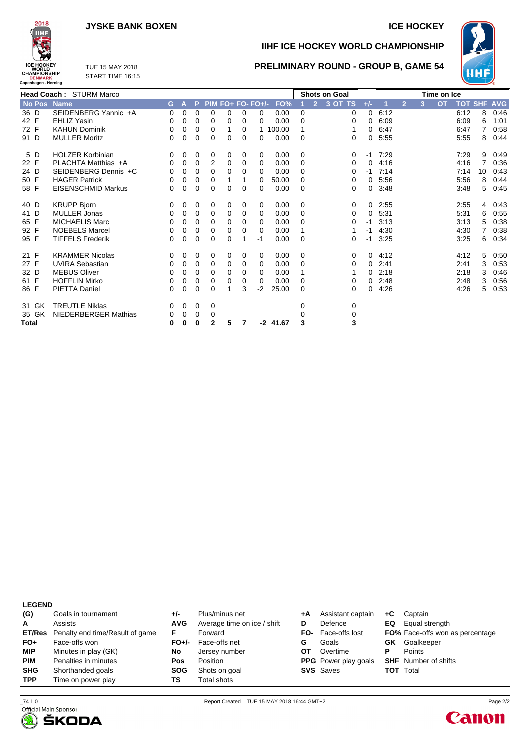# JYSKE BANK BOXEN

ICE HOCKEY

## IIHF ICE HOCKEY WORLD CHAMPIONSHIP

TUE 15 MAY 2018
START TIME 16:15

## PRELIMINARY ROUND - GROUP B, GAME 54

**Head Coach :** STURM Marco

| No | Pos | Name | G | A | P | PIM | FO+ | FO- | FO+/- | FO% | Shots on Goal 1 | 2 | 3 | OT | TS | +/- | Time on Ice 1 | 2 | 3 | OT | TOT | SHF | AVG |
|---|---|---|---|---|---|---|---|---|---|---|---|---|---|---|---|---|---|---|---|---|---|---|---|
| 36 | D | SEIDENBERG Yannic +A | 0 | 0 | 0 | 0 | 0 | 0 | 0 | 0.00 | 0 | | | | 0 | 0 | 6:12 | | | | 6:12 | 8 | 0:46 |
| 42 | F | EHLIZ Yasin | 0 | 0 | 0 | 0 | 0 | 0 | 0 | 0.00 | 0 | | | | 0 | 0 | 6:09 | | | | 6:09 | 6 | 1:01 |
| 72 | F | KAHUN Dominik | 0 | 0 | 0 | 0 | 1 | 0 | 1 | 100.00 | 1 | | | | 1 | 0 | 6:47 | | | | 6:47 | 7 | 0:58 |
| 91 | D | MULLER Moritz | 0 | 0 | 0 | 0 | 0 | 0 | 0 | 0.00 | 0 | | | | 0 | 0 | 5:55 | | | | 5:55 | 8 | 0:44 |
| 5 | D | HOLZER Korbinian | 0 | 0 | 0 | 0 | 0 | 0 | 0 | 0.00 | 0 | | | | 0 | -1 | 7:29 | | | | 7:29 | 9 | 0:49 |
| 22 | F | PLACHTA Matthias +A | 0 | 0 | 0 | 2 | 0 | 0 | 0 | 0.00 | 0 | | | | 0 | 0 | 4:16 | | | | 4:16 | 7 | 0:36 |
| 24 | D | SEIDENBERG Dennis +C | 0 | 0 | 0 | 0 | 0 | 0 | 0 | 0.00 | 0 | | | | 0 | -1 | 7:14 | | | | 7:14 | 10 | 0:43 |
| 50 | F | HAGER Patrick | 0 | 0 | 0 | 0 | 1 | 1 | 0 | 50.00 | 0 | | | | 0 | 0 | 5:56 | | | | 5:56 | 8 | 0:44 |
| 58 | F | EISENSCHMID Markus | 0 | 0 | 0 | 0 | 0 | 0 | 0 | 0.00 | 0 | | | | 0 | 0 | 3:48 | | | | 3:48 | 5 | 0:45 |
| 40 | D | KRUPP Bjorn | 0 | 0 | 0 | 0 | 0 | 0 | 0 | 0.00 | 0 | | | | 0 | 0 | 2:55 | | | | 2:55 | 4 | 0:43 |
| 41 | D | MULLER Jonas | 0 | 0 | 0 | 0 | 0 | 0 | 0 | 0.00 | 0 | | | | 0 | 0 | 5:31 | | | | 5:31 | 6 | 0:55 |
| 65 | F | MICHAELIS Marc | 0 | 0 | 0 | 0 | 0 | 0 | 0 | 0.00 | 0 | | | | 0 | -1 | 3:13 | | | | 3:13 | 5 | 0:38 |
| 92 | F | NOEBELS Marcel | 0 | 0 | 0 | 0 | 0 | 0 | 0 | 0.00 | 1 | | | | 1 | -1 | 4:30 | | | | 4:30 | 7 | 0:38 |
| 95 | F | TIFFELS Frederik | 0 | 0 | 0 | 0 | 0 | 1 | -1 | 0.00 | 0 | | | | 0 | -1 | 3:25 | | | | 3:25 | 6 | 0:34 |
| 21 | F | KRAMMER Nicolas | 0 | 0 | 0 | 0 | 0 | 0 | 0 | 0.00 | 0 | | | | 0 | 0 | 4:12 | | | | 4:12 | 5 | 0:50 |
| 27 | F | UVIRA Sebastian | 0 | 0 | 0 | 0 | 0 | 0 | 0 | 0.00 | 0 | | | | 0 | 0 | 2:41 | | | | 2:41 | 3 | 0:53 |
| 32 | D | MEBUS Oliver | 0 | 0 | 0 | 0 | 0 | 0 | 0 | 0.00 | 1 | | | | 1 | 0 | 2:18 | | | | 2:18 | 3 | 0:46 |
| 61 | F | HOFFLIN Mirko | 0 | 0 | 0 | 0 | 0 | 0 | 0 | 0.00 | 0 | | | | 0 | 0 | 2:48 | | | | 2:48 | 3 | 0:56 |
| 86 | F | PIETTA Daniel | 0 | 0 | 0 | 0 | 1 | 3 | -2 | 25.00 | 0 | | | | 0 | 0 | 4:26 | | | | 4:26 | 5 | 0:53 |
| 31 | GK | TREUTLE Niklas | 0 | 0 | 0 | 0 | | | | | 0 | | | | 0 | | | | | | | | |
| 35 | GK | NIEDERBERGER Mathias | 0 | 0 | 0 | 0 | | | | | 0 | | | | 0 | | | | | | | | |
| **Total** | | | **0** | **0** | **0** | **2** | **5** | **7** | **-2** | **41.67** | **3** | | | | **3** | | | | | | | | |

**LEGEND**

| | | | | | | | |
|---|---|---|---|---|---|---|---|
| **(G)** | Goals in tournament | **+/-** | Plus/minus net | **+A** | Assistant captain | **+C** | Captain |
| **A** | Assists | **AVG** | Average time on ice / shift | **D** | Defence | **EQ** | Equal strength |
| **ET/Res** | Penalty end time/Result of game | **F** | Forward | **FO-** | Face-offs lost | **FO%** | Face-offs won as percentage |
| **FO+** | Face-offs won | **FO+/-** | Face-offs net | **G** | Goals | **GK** | Goalkeeper |
| **MIP** | Minutes in play (GK) | **No** | Jersey number | **OT** | Overtime | **P** | Points |
| **PIM** | Penalties in minutes | **Pos** | Position | **PPG** | Power play goals | **SHF** | Number of shifts |
| **SHG** | Shorthanded goals | **SOG** | Shots on goal | **SVS** | Saves | **TOT** | Total |
| **TPP** | Time on power play | **TS** | Total shots | | | | |

_74 1.0 Report Created TUE 15 MAY 2018 16:44 GMT+2

Official Main Sponsor ŠKODA

Canon